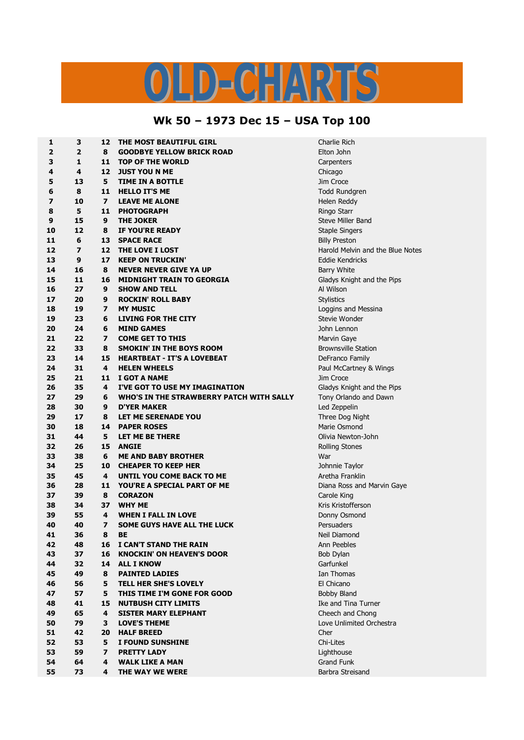# OLD-CHARTS

## Wk 50 – 1973 Dec 15 – USA Top 100

| | | | | |
|---|---|---|---|---|
| 1 | 3 | 12 | THE MOST BEAUTIFUL GIRL | Charlie Rich |
| 2 | 2 | 8 | GOODBYE YELLOW BRICK ROAD | Elton John |
| 3 | 1 | 11 | TOP OF THE WORLD | Carpenters |
| 4 | 4 | 12 | JUST YOU N ME | Chicago |
| 5 | 13 | 5 | TIME IN A BOTTLE | Jim Croce |
| 6 | 8 | 11 | HELLO IT'S ME | Todd Rundgren |
| 7 | 10 | 7 | LEAVE ME ALONE | Helen Reddy |
| 8 | 5 | 11 | PHOTOGRAPH | Ringo Starr |
| 9 | 15 | 9 | THE JOKER | Steve Miller Band |
| 10 | 12 | 8 | IF YOU'RE READY | Staple Singers |
| 11 | 6 | 13 | SPACE RACE | Billy Preston |
| 12 | 7 | 12 | THE LOVE I LOST | Harold Melvin and the Blue Notes |
| 13 | 9 | 17 | KEEP ON TRUCKIN' | Eddie Kendricks |
| 14 | 16 | 8 | NEVER NEVER GIVE YA UP | Barry White |
| 15 | 11 | 16 | MIDNIGHT TRAIN TO GEORGIA | Gladys Knight and the Pips |
| 16 | 27 | 9 | SHOW AND TELL | Al Wilson |
| 17 | 20 | 9 | ROCKIN' ROLL BABY | Stylistics |
| 18 | 19 | 7 | MY MUSIC | Loggins and Messina |
| 19 | 23 | 6 | LIVING FOR THE CITY | Stevie Wonder |
| 20 | 24 | 6 | MIND GAMES | John Lennon |
| 21 | 22 | 7 | COME GET TO THIS | Marvin Gaye |
| 22 | 33 | 8 | SMOKIN' IN THE BOYS ROOM | Brownsville Station |
| 23 | 14 | 15 | HEARTBEAT - IT'S A LOVEBEAT | DeFranco Family |
| 24 | 31 | 4 | HELEN WHEELS | Paul McCartney & Wings |
| 25 | 21 | 11 | I GOT A NAME | Jim Croce |
| 26 | 35 | 4 | I'VE GOT TO USE MY IMAGINATION | Gladys Knight and the Pips |
| 27 | 29 | 6 | WHO'S IN THE STRAWBERRY PATCH WITH SALLY | Tony Orlando and Dawn |
| 28 | 30 | 9 | D'YER MAKER | Led Zeppelin |
| 29 | 17 | 8 | LET ME SERENADE YOU | Three Dog Night |
| 30 | 18 | 14 | PAPER ROSES | Marie Osmond |
| 31 | 44 | 5 | LET ME BE THERE | Olivia Newton-John |
| 32 | 26 | 15 | ANGIE | Rolling Stones |
| 33 | 38 | 6 | ME AND BABY BROTHER | War |
| 34 | 25 | 10 | CHEAPER TO KEEP HER | Johnnie Taylor |
| 35 | 45 | 4 | UNTIL YOU COME BACK TO ME | Aretha Franklin |
| 36 | 28 | 11 | YOU'RE A SPECIAL PART OF ME | Diana Ross and Marvin Gaye |
| 37 | 39 | 8 | CORAZON | Carole King |
| 38 | 34 | 37 | WHY ME | Kris Kristofferson |
| 39 | 55 | 4 | WHEN I FALL IN LOVE | Donny Osmond |
| 40 | 40 | 7 | SOME GUYS HAVE ALL THE LUCK | Persuaders |
| 41 | 36 | 8 | BE | Neil Diamond |
| 42 | 48 | 16 | I CAN'T STAND THE RAIN | Ann Peebles |
| 43 | 37 | 16 | KNOCKIN' ON HEAVEN'S DOOR | Bob Dylan |
| 44 | 32 | 14 | ALL I KNOW | Garfunkel |
| 45 | 49 | 8 | PAINTED LADIES | Ian Thomas |
| 46 | 56 | 5 | TELL HER SHE'S LOVELY | El Chicano |
| 47 | 57 | 5 | THIS TIME I'M GONE FOR GOOD | Bobby Bland |
| 48 | 41 | 15 | NUTBUSH CITY LIMITS | Ike and Tina Turner |
| 49 | 65 | 4 | SISTER MARY ELEPHANT | Cheech and Chong |
| 50 | 79 | 3 | LOVE'S THEME | Love Unlimited Orchestra |
| 51 | 42 | 20 | HALF BREED | Cher |
| 52 | 53 | 5 | I FOUND SUNSHINE | Chi-Lites |
| 53 | 59 | 7 | PRETTY LADY | Lighthouse |
| 54 | 64 | 4 | WALK LIKE A MAN | Grand Funk |
| 55 | 73 | 4 | THE WAY WE WERE | Barbra Streisand |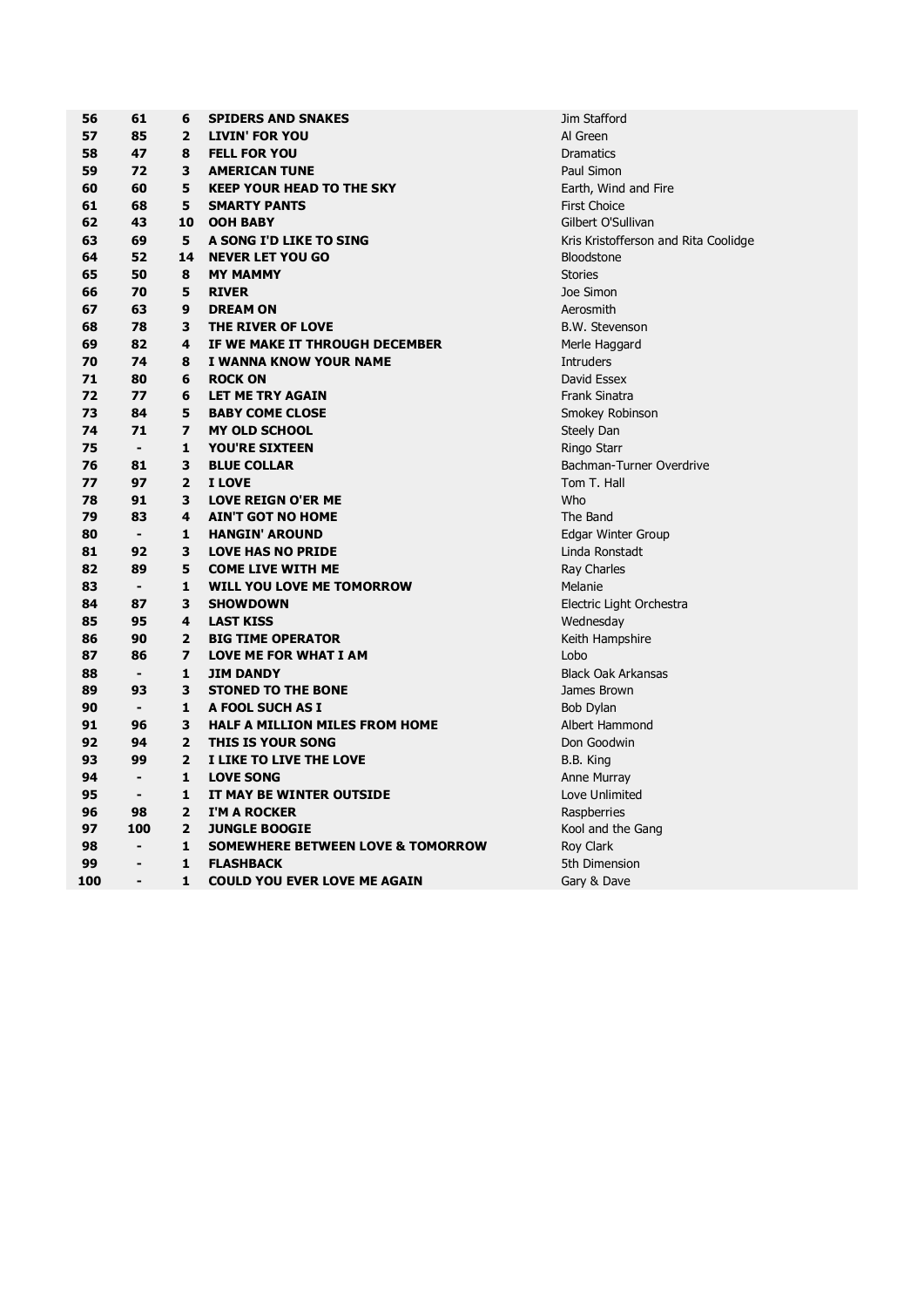| | | | | |
|---|---|---|---|---|
| 56 | 61 | 6 | **SPIDERS AND SNAKES** | Jim Stafford |
| 57 | 85 | 2 | **LIVIN' FOR YOU** | Al Green |
| 58 | 47 | 8 | **FELL FOR YOU** | Dramatics |
| 59 | 72 | 3 | **AMERICAN TUNE** | Paul Simon |
| 60 | 60 | 5 | **KEEP YOUR HEAD TO THE SKY** | Earth, Wind and Fire |
| 61 | 68 | 5 | **SMARTY PANTS** | First Choice |
| 62 | 43 | 10 | **OOH BABY** | Gilbert O'Sullivan |
| 63 | 69 | 5 | **A SONG I'D LIKE TO SING** | Kris Kristofferson and Rita Coolidge |
| 64 | 52 | 14 | **NEVER LET YOU GO** | Bloodstone |
| 65 | 50 | 8 | **MY MAMMY** | Stories |
| 66 | 70 | 5 | **RIVER** | Joe Simon |
| 67 | 63 | 9 | **DREAM ON** | Aerosmith |
| 68 | 78 | 3 | **THE RIVER OF LOVE** | B.W. Stevenson |
| 69 | 82 | 4 | **IF WE MAKE IT THROUGH DECEMBER** | Merle Haggard |
| 70 | 74 | 8 | **I WANNA KNOW YOUR NAME** | Intruders |
| 71 | 80 | 6 | **ROCK ON** | David Essex |
| 72 | 77 | 6 | **LET ME TRY AGAIN** | Frank Sinatra |
| 73 | 84 | 5 | **BABY COME CLOSE** | Smokey Robinson |
| 74 | 71 | 7 | **MY OLD SCHOOL** | Steely Dan |
| 75 | - | 1 | **YOU'RE SIXTEEN** | Ringo Starr |
| 76 | 81 | 3 | **BLUE COLLAR** | Bachman-Turner Overdrive |
| 77 | 97 | 2 | **I LOVE** | Tom T. Hall |
| 78 | 91 | 3 | **LOVE REIGN O'ER ME** | Who |
| 79 | 83 | 4 | **AIN'T GOT NO HOME** | The Band |
| 80 | - | 1 | **HANGIN' AROUND** | Edgar Winter Group |
| 81 | 92 | 3 | **LOVE HAS NO PRIDE** | Linda Ronstadt |
| 82 | 89 | 5 | **COME LIVE WITH ME** | Ray Charles |
| 83 | - | 1 | **WILL YOU LOVE ME TOMORROW** | Melanie |
| 84 | 87 | 3 | **SHOWDOWN** | Electric Light Orchestra |
| 85 | 95 | 4 | **LAST KISS** | Wednesday |
| 86 | 90 | 2 | **BIG TIME OPERATOR** | Keith Hampshire |
| 87 | 86 | 7 | **LOVE ME FOR WHAT I AM** | Lobo |
| 88 | - | 1 | **JIM DANDY** | Black Oak Arkansas |
| 89 | 93 | 3 | **STONED TO THE BONE** | James Brown |
| 90 | - | 1 | **A FOOL SUCH AS I** | Bob Dylan |
| 91 | 96 | 3 | **HALF A MILLION MILES FROM HOME** | Albert Hammond |
| 92 | 94 | 2 | **THIS IS YOUR SONG** | Don Goodwin |
| 93 | 99 | 2 | **I LIKE TO LIVE THE LOVE** | B.B. King |
| 94 | - | 1 | **LOVE SONG** | Anne Murray |
| 95 | - | 1 | **IT MAY BE WINTER OUTSIDE** | Love Unlimited |
| 96 | 98 | 2 | **I'M A ROCKER** | Raspberries |
| 97 | 100 | 2 | **JUNGLE BOOGIE** | Kool and the Gang |
| 98 | - | 1 | **SOMEWHERE BETWEEN LOVE & TOMORROW** | Roy Clark |
| 99 | - | 1 | **FLASHBACK** | 5th Dimension |
| 100 | - | 1 | **COULD YOU EVER LOVE ME AGAIN** | Gary & Dave |